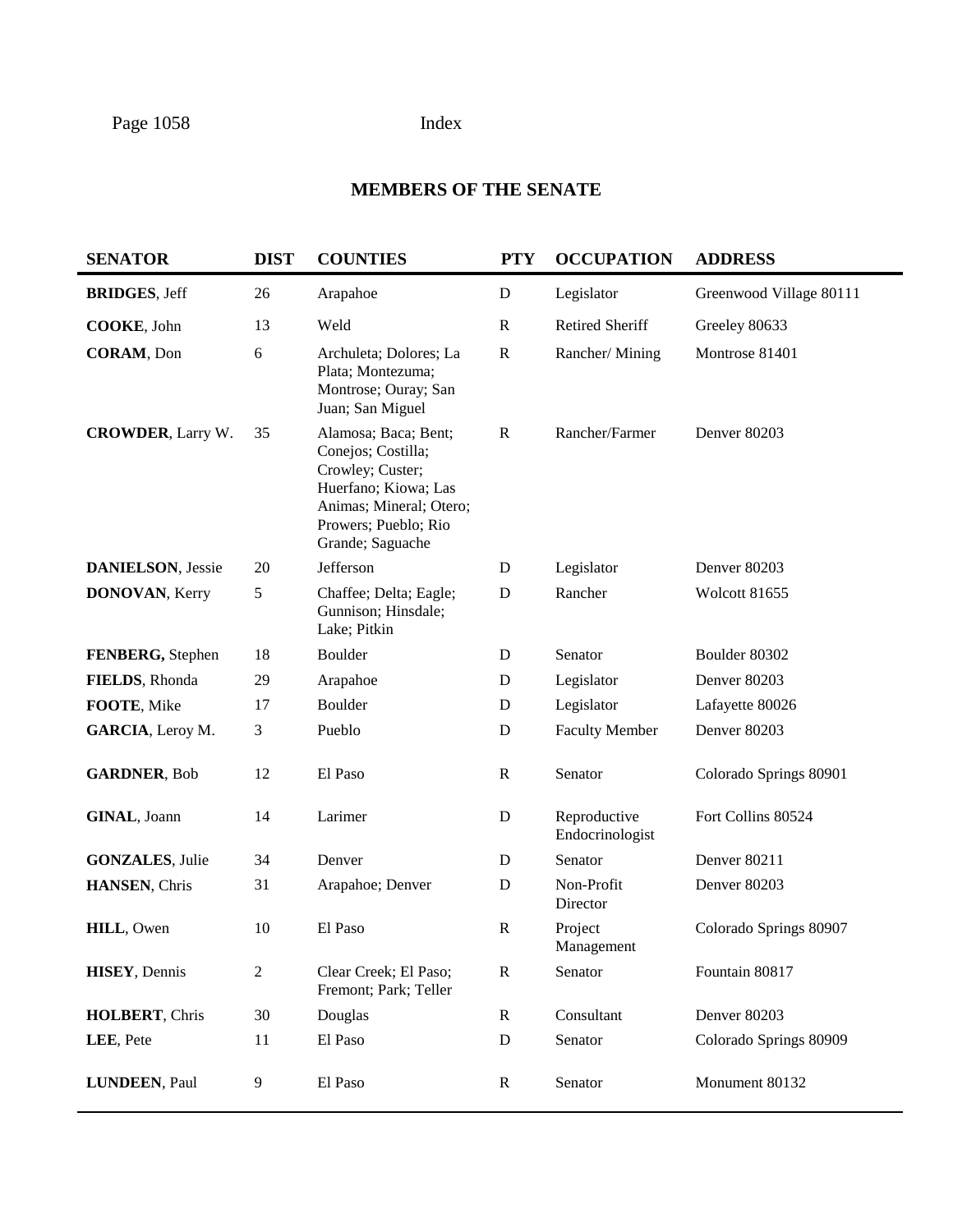# MEMBERS OF THE SENATE

| SENATOR | DIST | COUNTIES | PTY | OCCUPATION | ADDRESS |
|---|---|---|---|---|---|
| **BRIDGES**, Jeff | 26 | Arapahoe | D | Legislator | Greenwood Village 80111 |
| **COOKE**, John | 13 | Weld | R | Retired Sheriff | Greeley 80633 |
| **CORAM**, Don | 6 | Archuleta; Dolores; La Plata; Montezuma; Montrose; Ouray; San Juan; San Miguel | R | Rancher/ Mining | Montrose 81401 |
| **CROWDER**, Larry W. | 35 | Alamosa; Baca; Bent; Conejos; Costilla; Crowley; Custer; Huerfano; Kiowa; Las Animas; Mineral; Otero; Prowers; Pueblo; Rio Grande; Saguache | R | Rancher/Farmer | Denver 80203 |
| **DANIELSON**, Jessie | 20 | Jefferson | D | Legislator | Denver 80203 |
| **DONOVAN**, Kerry | 5 | Chaffee; Delta; Eagle; Gunnison; Hinsdale; Lake; Pitkin | D | Rancher | Wolcott 81655 |
| **FENBERG,** Stephen | 18 | Boulder | D | Senator | Boulder 80302 |
| **FIELDS**, Rhonda | 29 | Arapahoe | D | Legislator | Denver 80203 |
| **FOOTE**, Mike | 17 | Boulder | D | Legislator | Lafayette 80026 |
| **GARCIA**, Leroy M. | 3 | Pueblo | D | Faculty Member | Denver 80203 |
| **GARDNER**, Bob | 12 | El Paso | R | Senator | Colorado Springs 80901 |
| **GINAL**, Joann | 14 | Larimer | D | Reproductive Endocrinologist | Fort Collins 80524 |
| **GONZALES**, Julie | 34 | Denver | D | Senator | Denver 80211 |
| **HANSEN**, Chris | 31 | Arapahoe; Denver | D | Non-Profit Director | Denver 80203 |
| **HILL**, Owen | 10 | El Paso | R | Project Management | Colorado Springs 80907 |
| **HISEY**, Dennis | 2 | Clear Creek; El Paso; Fremont; Park; Teller | R | Senator | Fountain 80817 |
| **HOLBERT**, Chris | 30 | Douglas | R | Consultant | Denver 80203 |
| **LEE**, Pete | 11 | El Paso | D | Senator | Colorado Springs 80909 |
| **LUNDEEN**, Paul | 9 | El Paso | R | Senator | Monument 80132 |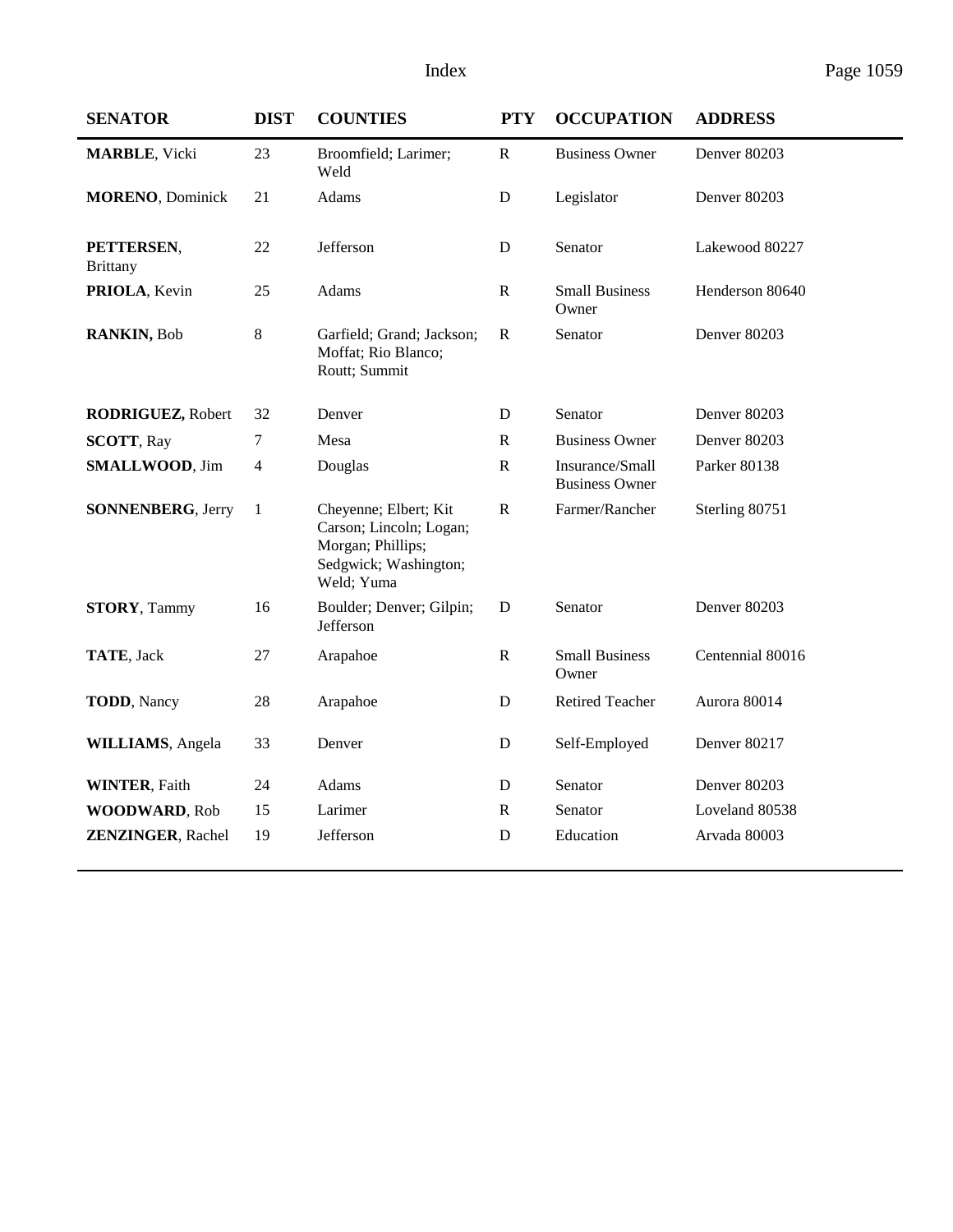| SENATOR | DIST | COUNTIES | PTY | OCCUPATION | ADDRESS |
|---|---|---|---|---|---|
| **MARBLE**, Vicki | 23 | Broomfield; Larimer; Weld | R | Business Owner | Denver 80203 |
| **MORENO**, Dominick | 21 | Adams | D | Legislator | Denver 80203 |
| **PETTERSEN**, Brittany | 22 | Jefferson | D | Senator | Lakewood 80227 |
| **PRIOLA**, Kevin | 25 | Adams | R | Small Business Owner | Henderson 80640 |
| **RANKIN,** Bob | 8 | Garfield; Grand; Jackson; Moffat; Rio Blanco; Routt; Summit | R | Senator | Denver 80203 |
| **RODRIGUEZ,** Robert | 32 | Denver | D | Senator | Denver 80203 |
| **SCOTT**, Ray | 7 | Mesa | R | Business Owner | Denver 80203 |
| **SMALLWOOD**, Jim | 4 | Douglas | R | Insurance/Small Business Owner | Parker 80138 |
| **SONNENBERG**, Jerry | 1 | Cheyenne; Elbert; Kit Carson; Lincoln; Logan; Morgan; Phillips; Sedgwick; Washington; Weld; Yuma | R | Farmer/Rancher | Sterling 80751 |
| **STORY**, Tammy | 16 | Boulder; Denver; Gilpin; Jefferson | D | Senator | Denver 80203 |
| **TATE**, Jack | 27 | Arapahoe | R | Small Business Owner | Centennial 80016 |
| **TODD**, Nancy | 28 | Arapahoe | D | Retired Teacher | Aurora 80014 |
| **WILLIAMS**, Angela | 33 | Denver | D | Self-Employed | Denver 80217 |
| **WINTER**, Faith | 24 | Adams | D | Senator | Denver 80203 |
| **WOODWARD**, Rob | 15 | Larimer | R | Senator | Loveland 80538 |
| **ZENZINGER**, Rachel | 19 | Jefferson | D | Education | Arvada 80003 |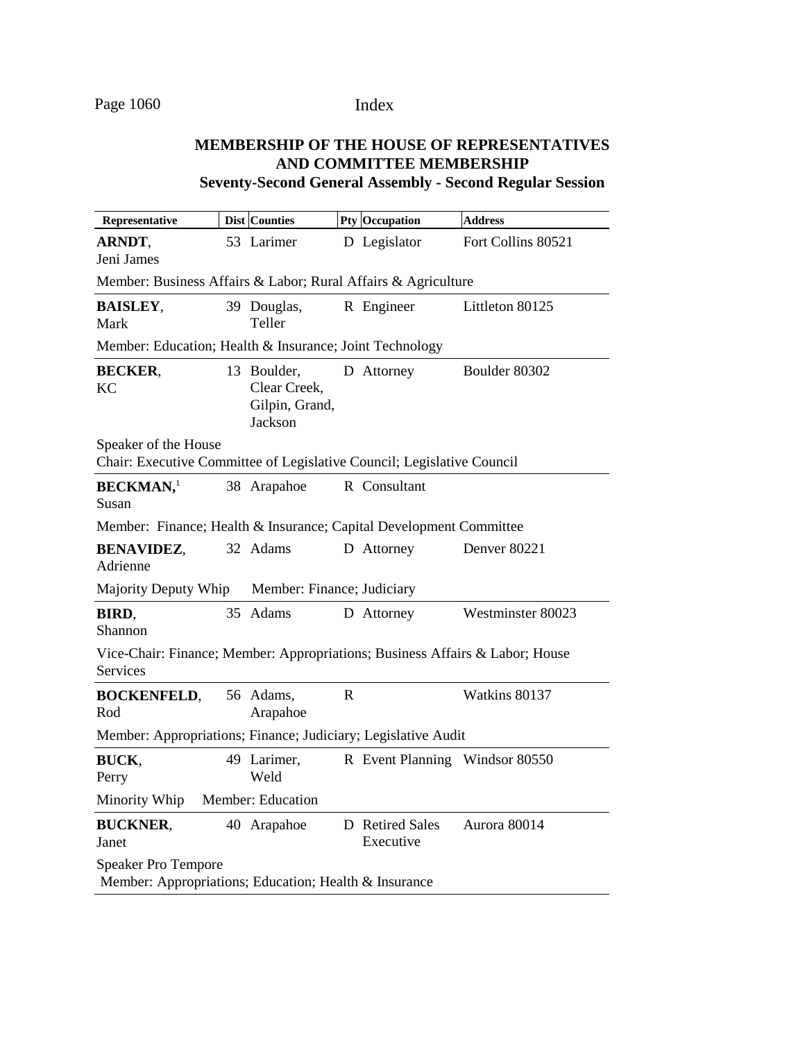## MEMBERSHIP OF THE HOUSE OF REPRESENTATIVES AND COMMITTEE MEMBERSHIP

### Seventy-Second General Assembly - Second Regular Session

| Representative | Dist | Counties | Pty | Occupation | Address |
|---|---|---|---|---|---|
| **ARNDT**, Jeni James | 53 | Larimer | D | Legislator | Fort Collins 80521 |
| Member: Business Affairs & Labor; Rural Affairs & Agriculture | | | | | |
| **BAISLEY**, Mark | 39 | Douglas, Teller | R | Engineer | Littleton 80125 |
| Member: Education; Health & Insurance; Joint Technology | | | | | |
| **BECKER**, KC | 13 | Boulder, Clear Creek, Gilpin, Grand, Jackson | D | Attorney | Boulder 80302 |
| Speaker of the House<br>Chair: Executive Committee of Legislative Council; Legislative Council | | | | | |
| **BECKMAN**,[1] Susan | 38 | Arapahoe | R | Consultant | |
| Member: Finance; Health & Insurance; Capital Development Committee | | | | | |
| **BENAVIDEZ**, Adrienne | 32 | Adams | D | Attorney | Denver 80221 |
| Majority Deputy Whip Member: Finance; Judiciary | | | | | |
| **BIRD**, Shannon | 35 | Adams | D | Attorney | Westminster 80023 |
| Vice-Chair: Finance; Member: Appropriations; Business Affairs & Labor; House Services | | | | | |
| **BOCKENFELD**, Rod | 56 | Adams, Arapahoe | R | | Watkins 80137 |
| Member: Appropriations; Finance; Judiciary; Legislative Audit | | | | | |
| **BUCK**, Perry | 49 | Larimer, Weld | R | Event Planning | Windsor 80550 |
| Minority Whip Member: Education | | | | | |
| **BUCKNER**, Janet | 40 | Arapahoe | D | Retired Sales Executive | Aurora 80014 |
| Speaker Pro Tempore<br>Member: Appropriations; Education; Health & Insurance | | | | | |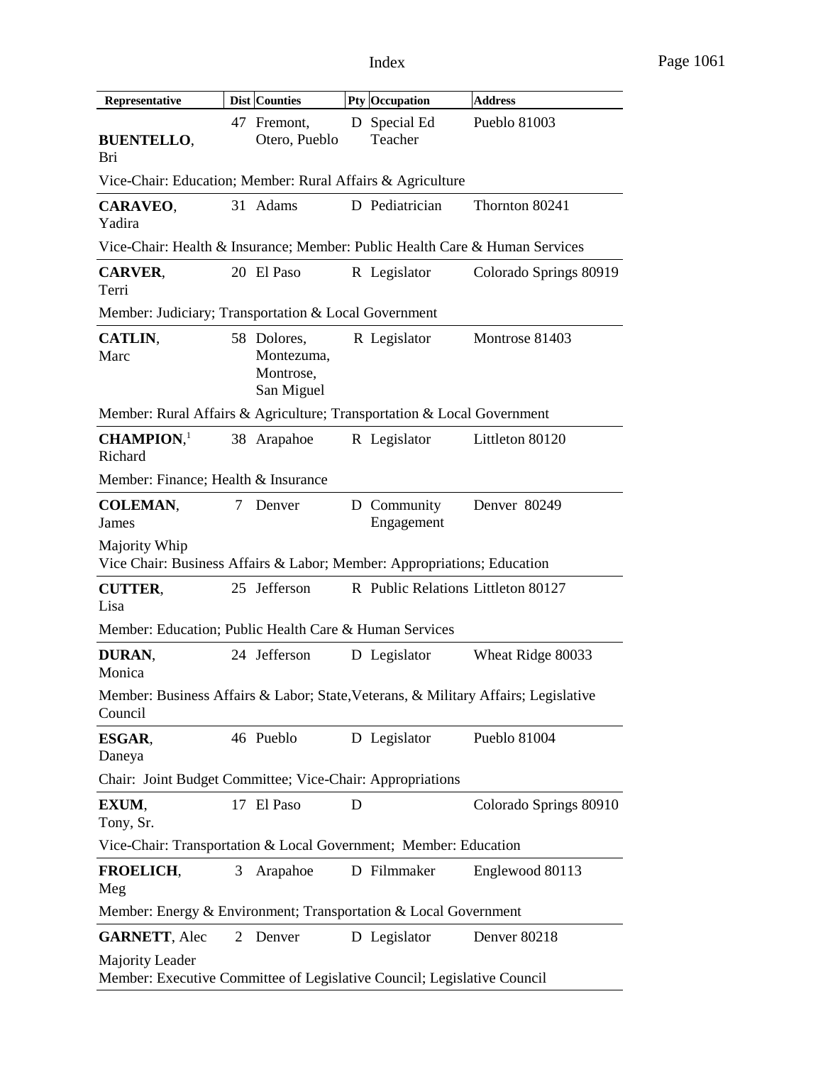| Representative | Dist | Counties | Pty | Occupation | Address |
|---|---|---|---|---|---|
| **BUENTELLO**, Bri | 47 | Fremont, Otero, Pueblo | D | Special Ed Teacher | Pueblo 81003 |
| Vice-Chair: Education; Member: Rural Affairs & Agriculture | | | | | |
| **CARAVEO**, Yadira | 31 | Adams | D | Pediatrician | Thornton 80241 |
| Vice-Chair: Health & Insurance; Member: Public Health Care & Human Services | | | | | |
| **CARVER**, Terri | 20 | El Paso | R | Legislator | Colorado Springs 80919 |
| Member: Judiciary; Transportation & Local Government | | | | | |
| **CATLIN**, Marc | 58 | Dolores, Montezuma, Montrose, San Miguel | R | Legislator | Montrose 81403 |
| Member: Rural Affairs & Agriculture; Transportation & Local Government | | | | | |
| **CHAMPION**,[1] Richard | 38 | Arapahoe | R | Legislator | Littleton 80120 |
| Member: Finance; Health & Insurance | | | | | |
| **COLEMAN**, James | 7 | Denver | D | Community Engagement | Denver 80249 |
| Majority Whip<br>Vice Chair: Business Affairs & Labor; Member: Appropriations; Education | | | | | |
| **CUTTER**, Lisa | 25 | Jefferson | R | Public Relations | Littleton 80127 |
| Member: Education; Public Health Care & Human Services | | | | | |
| **DURAN**, Monica | 24 | Jefferson | D | Legislator | Wheat Ridge 80033 |
| Member: Business Affairs & Labor; State, Veterans, & Military Affairs; Legislative Council | | | | | |
| **ESGAR**, Daneya | 46 | Pueblo | D | Legislator | Pueblo 81004 |
| Chair: Joint Budget Committee; Vice-Chair: Appropriations | | | | | |
| **EXUM**, Tony, Sr. | 17 | El Paso | D | | Colorado Springs 80910 |
| Vice-Chair: Transportation & Local Government; Member: Education | | | | | |
| **FROELICH**, Meg | 3 | Arapahoe | D | Filmmaker | Englewood 80113 |
| Member: Energy & Environment; Transportation & Local Government | | | | | |
| **GARNETT**, Alec | 2 | Denver | D | Legislator | Denver 80218 |
| Majority Leader<br>Member: Executive Committee of Legislative Council; Legislative Council | | | | | |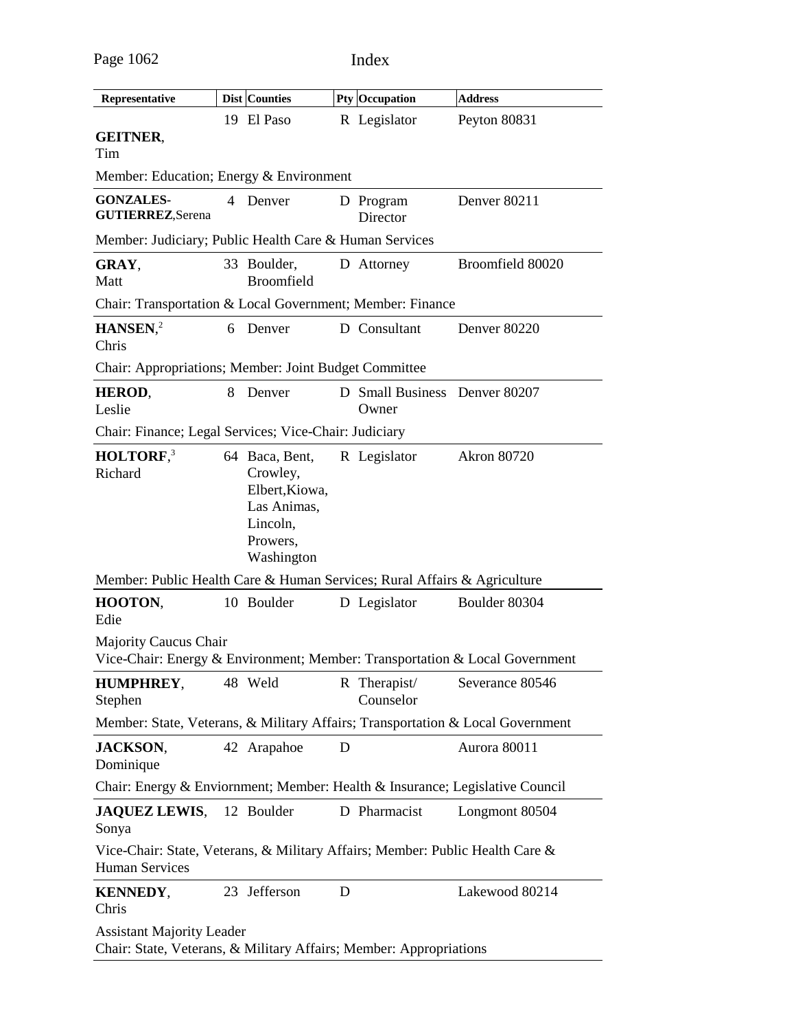# Index

| Representative | Dist | Counties | Pty | Occupation | Address |
|---|---|---|---|---|---|
| **GEITNER**, Tim | 19 | El Paso | R | Legislator | Peyton 80831 |
| Member: Education; Energy & Environment | | | | | |
| **GONZALES-GUTIERREZ**, Serena | 4 | Denver | D | Program Director | Denver 80211 |
| Member: Judiciary; Public Health Care & Human Services | | | | | |
| **GRAY**, Matt | 33 | Boulder, Broomfield | D | Attorney | Broomfield 80020 |
| Chair: Transportation & Local Government; Member: Finance | | | | | |
| **HANSEN**,[2] Chris | 6 | Denver | D | Consultant | Denver 80220 |
| Chair: Appropriations; Member: Joint Budget Committee | | | | | |
| **HEROD**, Leslie | 8 | Denver | D | Small Business Owner | Denver 80207 |
| Chair: Finance; Legal Services; Vice-Chair: Judiciary | | | | | |
| **HOLTORF**,[3] Richard | 64 | Baca, Bent, Crowley, Elbert, Kiowa, Las Animas, Lincoln, Prowers, Washington | R | Legislator | Akron 80720 |
| Member: Public Health Care & Human Services; Rural Affairs & Agriculture | | | | | |
| **HOOTON**, Edie | 10 | Boulder | D | Legislator | Boulder 80304 |
| Majority Caucus Chair<br>Vice-Chair: Energy & Environment; Member: Transportation & Local Government | | | | | |
| **HUMPHREY**, Stephen | 48 | Weld | R | Therapist/ Counselor | Severance 80546 |
| Member: State, Veterans, & Military Affairs; Transportation & Local Government | | | | | |
| **JACKSON**, Dominique | 42 | Arapahoe | D | | Aurora 80011 |
| Chair: Energy & Enviornment; Member: Health & Insurance; Legislative Council | | | | | |
| **JAQUEZ LEWIS**, Sonya | 12 | Boulder | D | Pharmacist | Longmont 80504 |
| Vice-Chair: State, Veterans, & Military Affairs; Member: Public Health Care & Human Services | | | | | |
| **KENNEDY**, Chris | 23 | Jefferson | D | | Lakewood 80214 |
| Assistant Majority Leader<br>Chair: State, Veterans, & Military Affairs; Member: Appropriations | | | | | |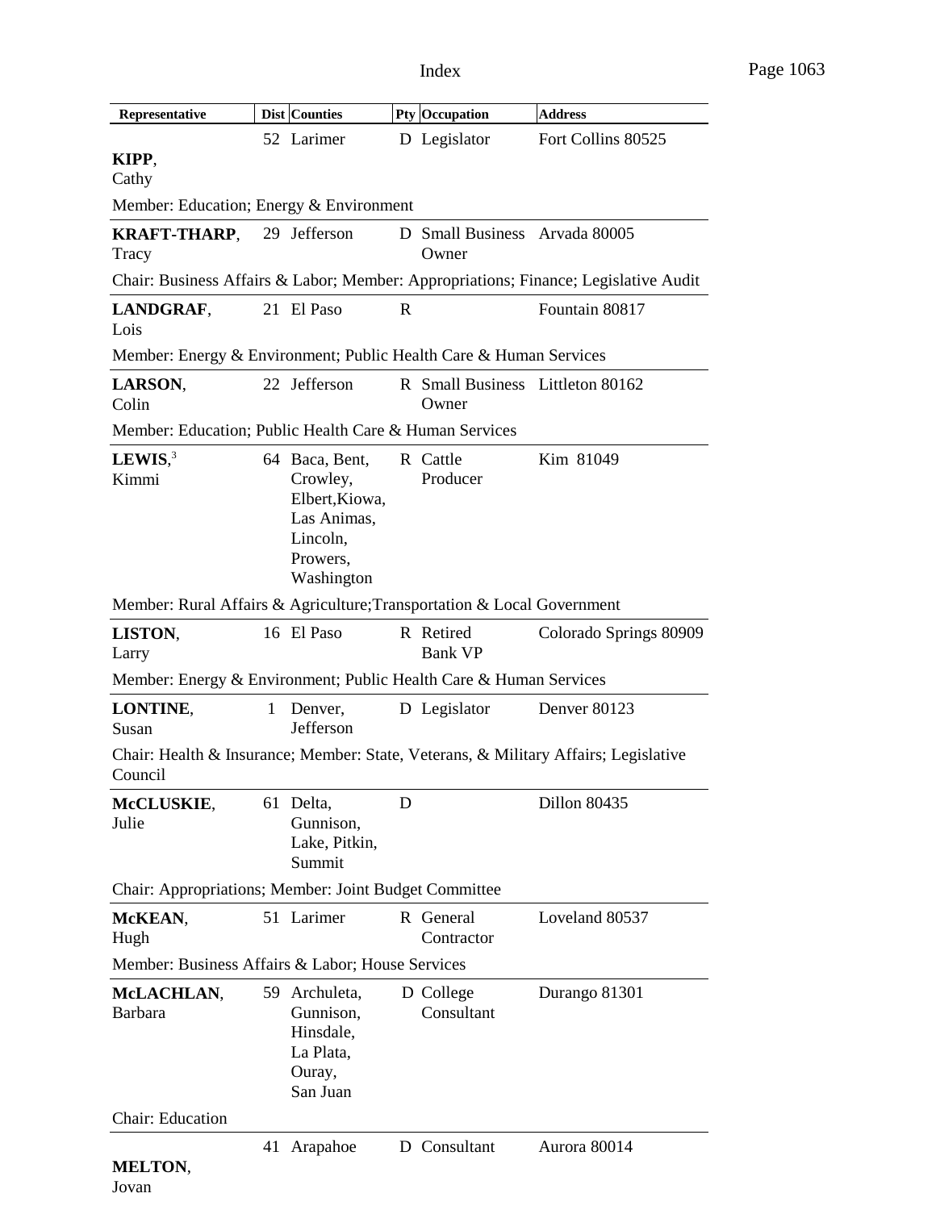| Representative | Dist | Counties | Pty | Occupation | Address |
|---|---|---|---|---|---|
| **KIPP**, Cathy | 52 | Larimer | D | Legislator | Fort Collins 80525 |
| Member: Education; Energy & Environment | | | | | |
| **KRAFT-THARP**, Tracy | 29 | Jefferson | D | Small Business Owner | Arvada 80005 |
| Chair: Business Affairs & Labor; Member: Appropriations; Finance; Legislative Audit | | | | | |
| **LANDGRAF**, Lois | 21 | El Paso | R | | Fountain 80817 |
| Member: Energy & Environment; Public Health Care & Human Services | | | | | |
| **LARSON**, Colin | 22 | Jefferson | R | Small Business Owner | Littleton 80162 |
| Member: Education; Public Health Care & Human Services | | | | | |
| **LEWIS**,[3] Kimmi | 64 | Baca, Bent, Crowley, Elbert,Kiowa, Las Animas, Lincoln, Prowers, Washington | R | Cattle Producer | Kim 81049 |
| Member: Rural Affairs & Agriculture;Transportation & Local Government | | | | | |
| **LISTON**, Larry | 16 | El Paso | R | Retired Bank VP | Colorado Springs 80909 |
| Member: Energy & Environment; Public Health Care & Human Services | | | | | |
| **LONTINE**, Susan | 1 | Denver, Jefferson | D | Legislator | Denver 80123 |
| Chair: Health & Insurance; Member: State, Veterans, & Military Affairs; Legislative Council | | | | | |
| **McCLUSKIE**, Julie | 61 | Delta, Gunnison, Lake, Pitkin, Summit | D | | Dillon 80435 |
| Chair: Appropriations; Member: Joint Budget Committee | | | | | |
| **McKEAN**, Hugh | 51 | Larimer | R | General Contractor | Loveland 80537 |
| Member: Business Affairs & Labor; House Services | | | | | |
| **McLACHLAN**, Barbara | 59 | Archuleta, Gunnison, Hinsdale, La Plata, Ouray, San Juan | D | College Consultant | Durango 81301 |
| Chair: Education | | | | | |
| **MELTON**, Jovan | 41 | Arapahoe | D | Consultant | Aurora 80014 |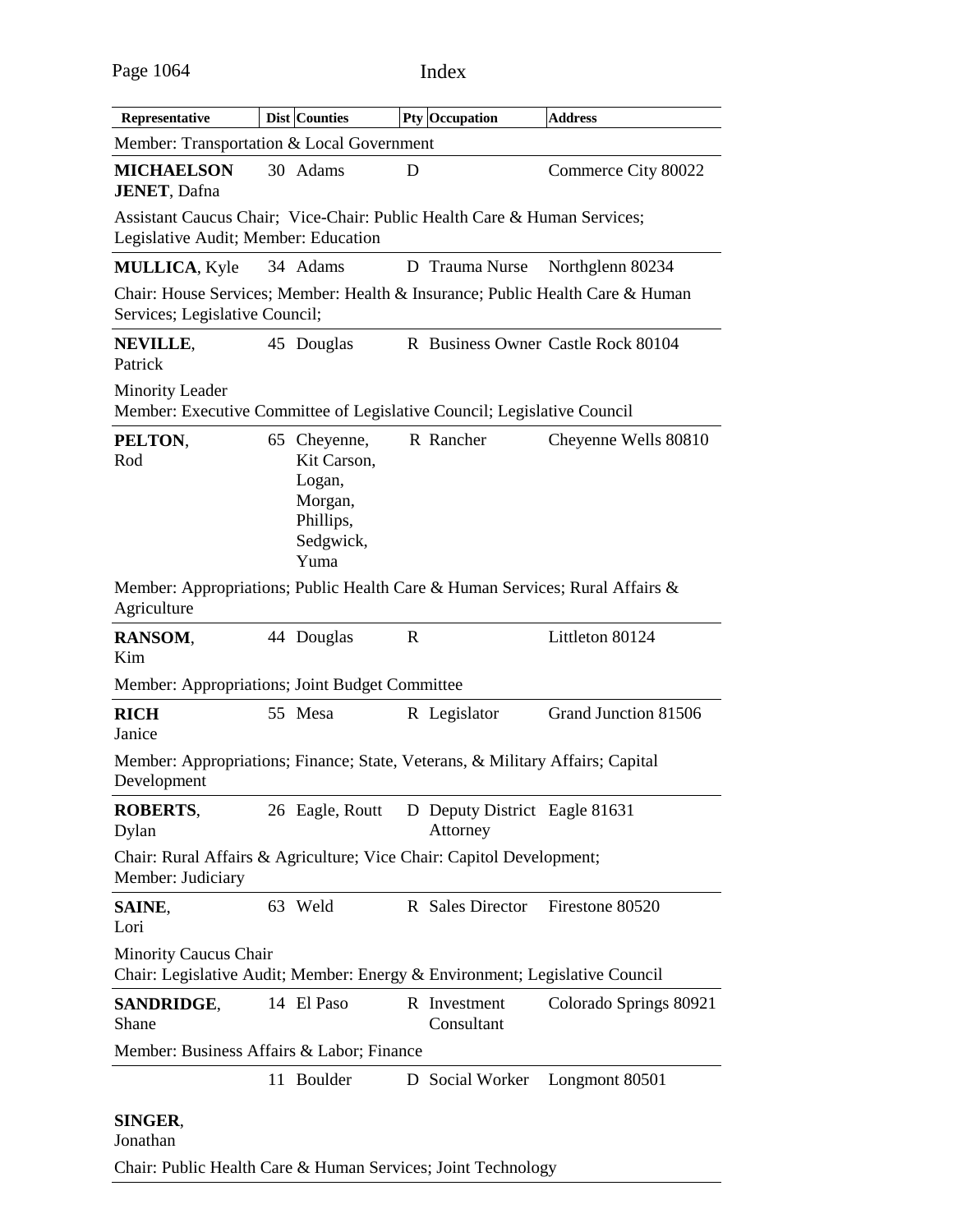| Representative | Dist | Counties | Pty | Occupation | Address |
|---|---|---|---|---|---|
| Member: Transportation & Local Government | | | | | |
| **MICHAELSON JENET**, Dafna | 30 | Adams | D | | Commerce City 80022 |
| Assistant Caucus Chair; Vice-Chair: Public Health Care & Human Services; Legislative Audit; Member: Education | | | | | |
| **MULLICA**, Kyle | 34 | Adams | D | Trauma Nurse | Northglenn 80234 |
| Chair: House Services; Member: Health & Insurance; Public Health Care & Human Services; Legislative Council; | | | | | |
| **NEVILLE**, Patrick | 45 | Douglas | R | Business Owner | Castle Rock 80104 |
| Minority Leader<br>Member: Executive Committee of Legislative Council; Legislative Council | | | | | |
| **PELTON**, Rod | 65 | Cheyenne, Kit Carson, Logan, Morgan, Phillips, Sedgwick, Yuma | R | Rancher | Cheyenne Wells 80810 |
| Member: Appropriations; Public Health Care & Human Services; Rural Affairs & Agriculture | | | | | |
| **RANSOM**, Kim | 44 | Douglas | R | | Littleton 80124 |
| Member: Appropriations; Joint Budget Committee | | | | | |
| **RICH** Janice | 55 | Mesa | R | Legislator | Grand Junction 81506 |
| Member: Appropriations; Finance; State, Veterans, & Military Affairs; Capital Development | | | | | |
| **ROBERTS**, Dylan | 26 | Eagle, Routt | D | Deputy District Attorney | Eagle 81631 |
| Chair: Rural Affairs & Agriculture; Vice Chair: Capitol Development; Member: Judiciary | | | | | |
| **SAINE**, Lori | 63 | Weld | R | Sales Director | Firestone 80520 |
| Minority Caucus Chair<br>Chair: Legislative Audit; Member: Energy & Environment; Legislative Council | | | | | |
| **SANDRIDGE**, Shane | 14 | El Paso | R | Investment Consultant | Colorado Springs 80921 |
| Member: Business Affairs & Labor; Finance | | | | | |
| **SINGER**, Jonathan | 11 | Boulder | D | Social Worker | Longmont 80501 |
| Chair: Public Health Care & Human Services; Joint Technology | | | | | |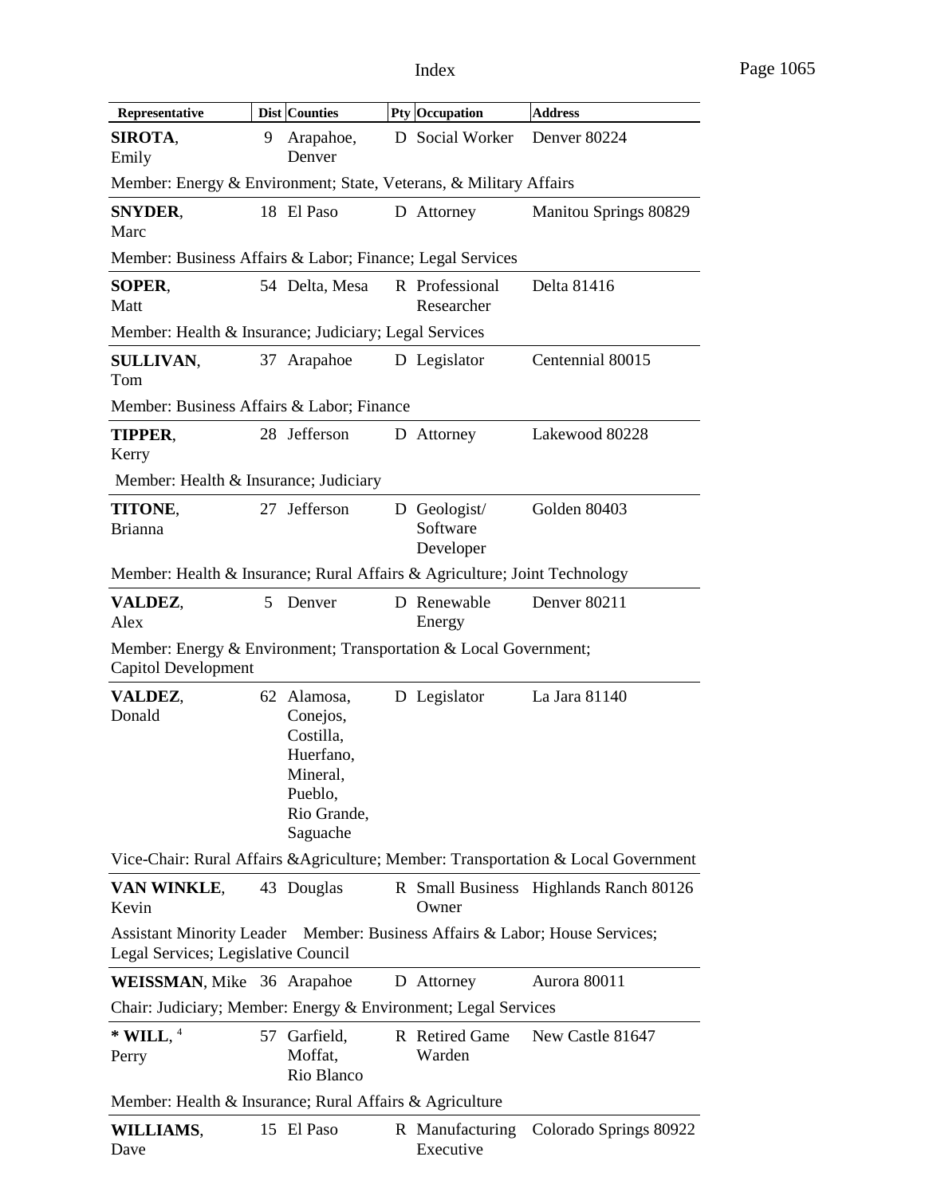| Representative | Dist | Counties | Pty | Occupation | Address |
|---|---|---|---|---|---|
| **SIROTA**, Emily | 9 | Arapahoe, Denver | D | Social Worker | Denver 80224 |
| Member: Energy & Environment; State, Veterans, & Military Affairs | | | | | |
| **SNYDER**, Marc | 18 | El Paso | D | Attorney | Manitou Springs 80829 |
| Member: Business Affairs & Labor; Finance; Legal Services | | | | | |
| **SOPER**, Matt | 54 | Delta, Mesa | R | Professional Researcher | Delta 81416 |
| Member: Health & Insurance; Judiciary; Legal Services | | | | | |
| **SULLIVAN**, Tom | 37 | Arapahoe | D | Legislator | Centennial 80015 |
| Member: Business Affairs & Labor; Finance | | | | | |
| **TIPPER**, Kerry | 28 | Jefferson | D | Attorney | Lakewood 80228 |
| Member: Health & Insurance; Judiciary | | | | | |
| **TITONE**, Brianna | 27 | Jefferson | D | Geologist/ Software Developer | Golden 80403 |
| Member: Health & Insurance; Rural Affairs & Agriculture; Joint Technology | | | | | |
| **VALDEZ**, Alex | 5 | Denver | D | Renewable Energy | Denver 80211 |
| Member: Energy & Environment; Transportation & Local Government; Capitol Development | | | | | |
| **VALDEZ**, Donald | 62 | Alamosa, Conejos, Costilla, Huerfano, Mineral, Pueblo, Rio Grande, Saguache | D | Legislator | La Jara 81140 |
| Vice-Chair: Rural Affairs &Agriculture; Member: Transportation & Local Government | | | | | |
| **VAN WINKLE**, Kevin | 43 | Douglas | R | Small Business Owner | Highlands Ranch 80126 |
| Assistant Minority Leader Member: Business Affairs & Labor; House Services; Legal Services; Legislative Council | | | | | |
| **WEISSMAN**, Mike | 36 | Arapahoe | D | Attorney | Aurora 80011 |
| Chair: Judiciary; Member: Energy & Environment; Legal Services | | | | | |
| * **WILL**, [4] Perry | 57 | Garfield, Moffat, Rio Blanco | R | Retired Game Warden | New Castle 81647 |
| Member: Health & Insurance; Rural Affairs & Agriculture | | | | | |
| **WILLIAMS**, Dave | 15 | El Paso | R | Manufacturing Executive | Colorado Springs 80922 |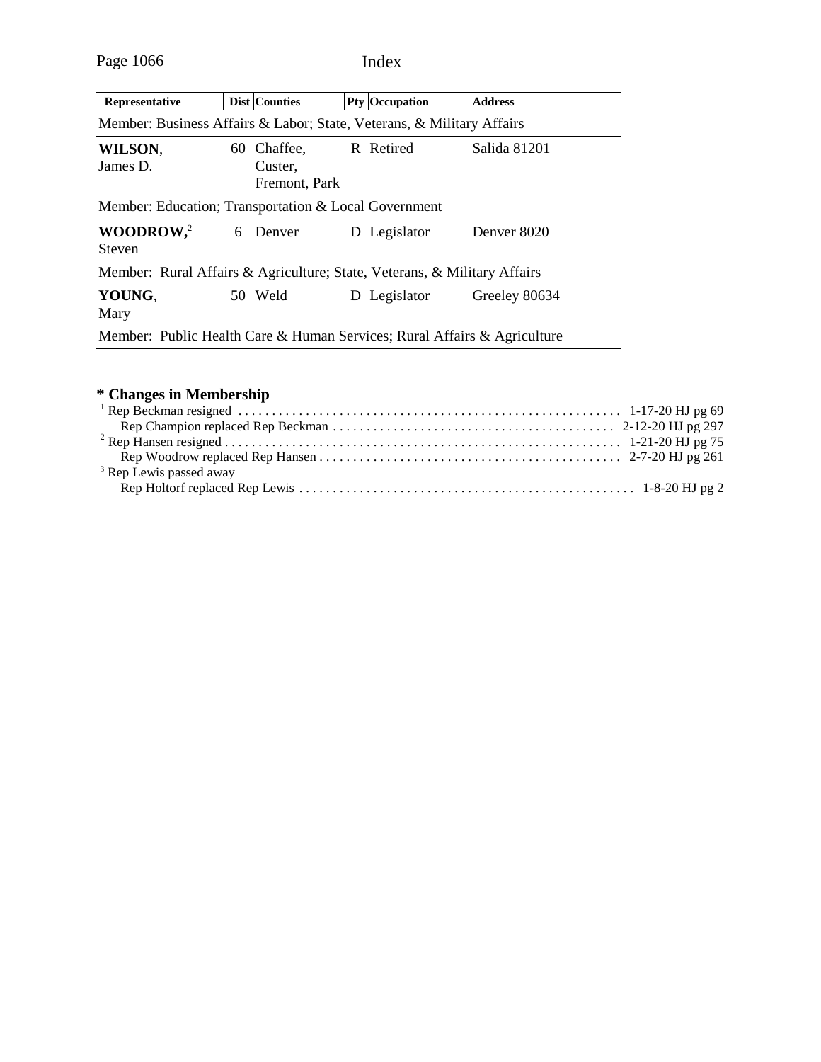| Representative | Dist | Counties | Pty | Occupation | Address |
|---|---|---|---|---|---|
| Member: Business Affairs & Labor; State, Veterans, & Military Affairs | | | | | |
| **WILSON**, James D. | 60 | Chaffee, Custer, Fremont, Park | R | Retired | Salida 81201 |
| Member: Education; Transportation & Local Government | | | | | |
| **WOODROW**,[2] Steven | 6 | Denver | D | Legislator | Denver 8020 |
| Member: Rural Affairs & Agriculture; State, Veterans, & Military Affairs | | | | | |
| **YOUNG**, Mary | 50 | Weld | D | Legislator | Greeley 80634 |
| Member: Public Health Care & Human Services; Rural Affairs & Agriculture | | | | | |

### * Changes in Membership

[1] Rep Beckman resigned . . . . . . . . . . . . . . . . . . . . . . . . . . . . . . . . . . . . . . . . . . . . . . . . . . . . . . . 1-17-20 HJ pg 69

Rep Champion replaced Rep Beckman . . . . . . . . . . . . . . . . . . . . . . . . . . . . . . . . . . . . . . . . . 2-12-20 HJ pg 297

[2] Rep Hansen resigned . . . . . . . . . . . . . . . . . . . . . . . . . . . . . . . . . . . . . . . . . . . . . . . . . . . . . . . . 1-21-20 HJ pg 75

Rep Woodrow replaced Rep Hansen . . . . . . . . . . . . . . . . . . . . . . . . . . . . . . . . . . . . . . . . . . . . 2-7-20 HJ pg 261

[3] Rep Lewis passed away

Rep Holtorf replaced Rep Lewis . . . . . . . . . . . . . . . . . . . . . . . . . . . . . . . . . . . . . . . . . . . . . . . . . 1-8-20 HJ pg 2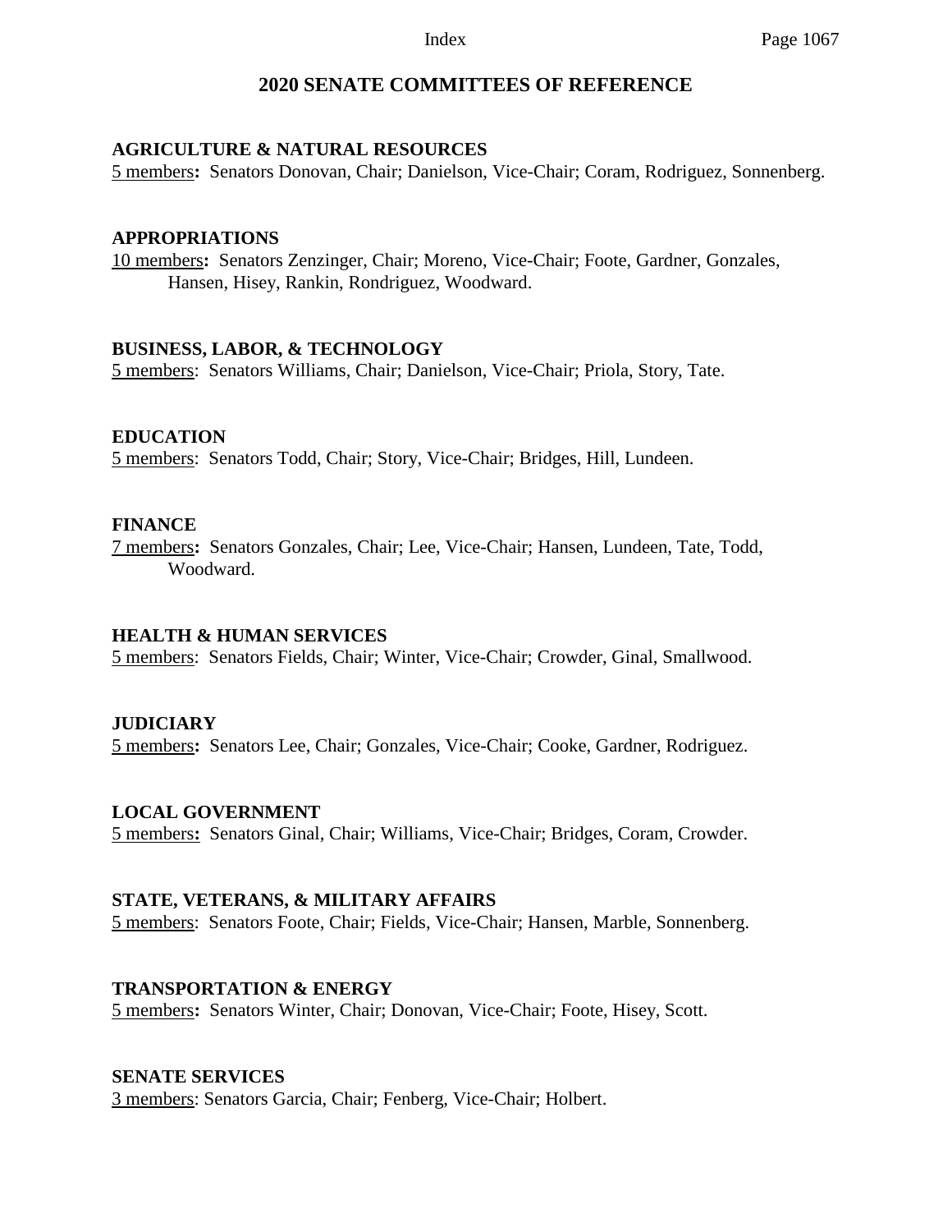# 2020 SENATE COMMITTEES OF REFERENCE

### AGRICULTURE & NATURAL RESOURCES

5 members**:** Senators Donovan, Chair; Danielson, Vice-Chair; Coram, Rodriguez, Sonnenberg.

### APPROPRIATIONS

10 members**:** Senators Zenzinger, Chair; Moreno, Vice-Chair; Foote, Gardner, Gonzales, Hansen, Hisey, Rankin, Rondriguez, Woodward.

### BUSINESS, LABOR, & TECHNOLOGY

5 members: Senators Williams, Chair; Danielson, Vice-Chair; Priola, Story, Tate.

### EDUCATION

5 members: Senators Todd, Chair; Story, Vice-Chair; Bridges, Hill, Lundeen.

### FINANCE

7 members**:** Senators Gonzales, Chair; Lee, Vice-Chair; Hansen, Lundeen, Tate, Todd, Woodward.

### HEALTH & HUMAN SERVICES

5 members: Senators Fields, Chair; Winter, Vice-Chair; Crowder, Ginal, Smallwood.

### JUDICIARY

5 members**:** Senators Lee, Chair; Gonzales, Vice-Chair; Cooke, Gardner, Rodriguez.

### LOCAL GOVERNMENT

5 members**:** Senators Ginal, Chair; Williams, Vice-Chair; Bridges, Coram, Crowder.

### STATE, VETERANS, & MILITARY AFFAIRS

5 members: Senators Foote, Chair; Fields, Vice-Chair; Hansen, Marble, Sonnenberg.

### TRANSPORTATION & ENERGY

5 members**:** Senators Winter, Chair; Donovan, Vice-Chair; Foote, Hisey, Scott.

### SENATE SERVICES

3 members: Senators Garcia, Chair; Fenberg, Vice-Chair; Holbert.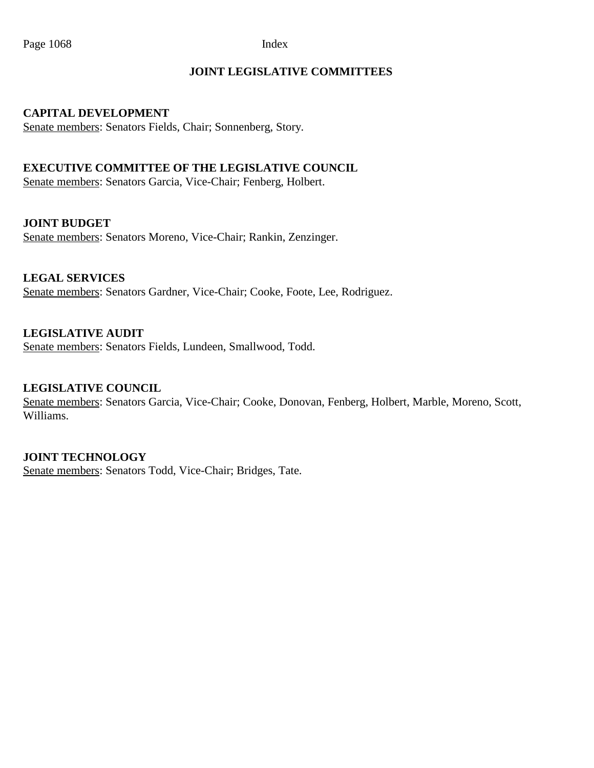# JOINT LEGISLATIVE COMMITTEES

**CAPITAL DEVELOPMENT**
Senate members: Senators Fields, Chair; Sonnenberg, Story.

**EXECUTIVE COMMITTEE OF THE LEGISLATIVE COUNCIL**
Senate members: Senators Garcia, Vice-Chair; Fenberg, Holbert.

**JOINT BUDGET**
Senate members: Senators Moreno, Vice-Chair; Rankin, Zenzinger.

**LEGAL SERVICES**
Senate members: Senators Gardner, Vice-Chair; Cooke, Foote, Lee, Rodriguez.

**LEGISLATIVE AUDIT**
Senate members: Senators Fields, Lundeen, Smallwood, Todd.

**LEGISLATIVE COUNCIL**
Senate members: Senators Garcia, Vice-Chair; Cooke, Donovan, Fenberg, Holbert, Marble, Moreno, Scott, Williams.

**JOINT TECHNOLOGY**
Senate members: Senators Todd, Vice-Chair; Bridges, Tate.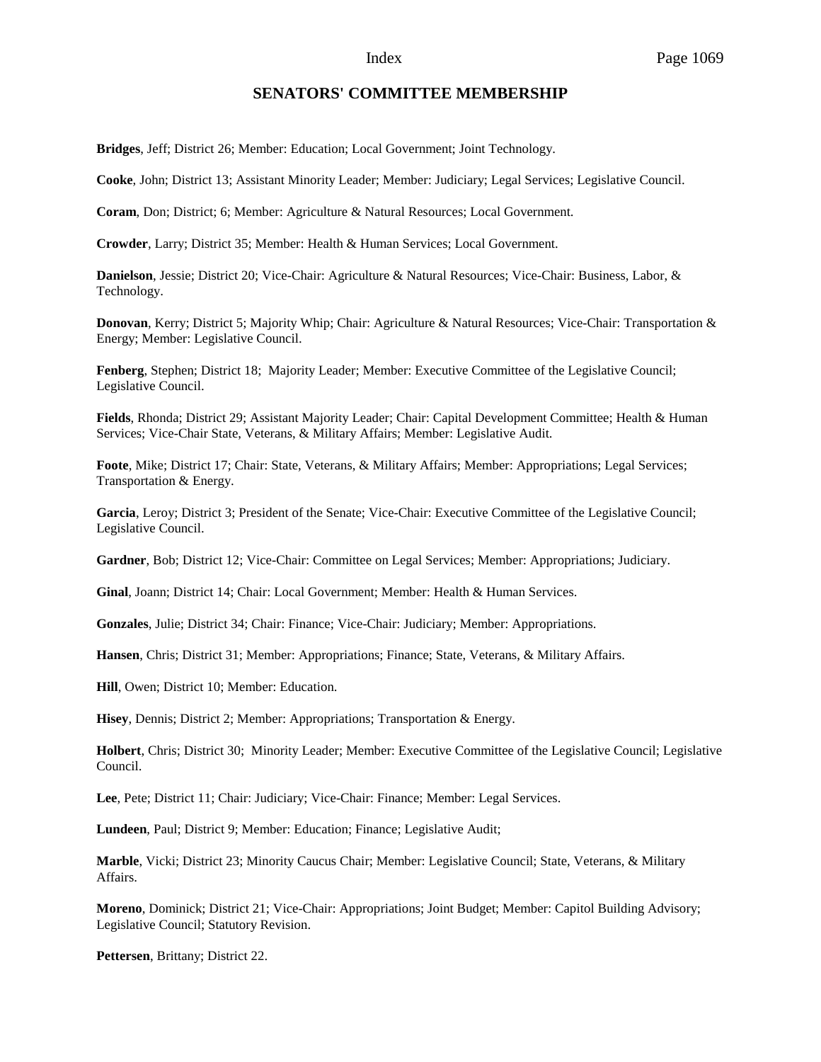## SENATORS' COMMITTEE MEMBERSHIP

**Bridges**, Jeff; District 26; Member: Education; Local Government; Joint Technology.

**Cooke**, John; District 13; Assistant Minority Leader; Member: Judiciary; Legal Services; Legislative Council.

**Coram**, Don; District; 6; Member: Agriculture & Natural Resources; Local Government.

**Crowder**, Larry; District 35; Member: Health & Human Services; Local Government.

**Danielson**, Jessie; District 20; Vice-Chair: Agriculture & Natural Resources; Vice-Chair: Business, Labor, & Technology.

**Donovan**, Kerry; District 5; Majority Whip; Chair: Agriculture & Natural Resources; Vice-Chair: Transportation & Energy; Member: Legislative Council.

**Fenberg**, Stephen; District 18; Majority Leader; Member: Executive Committee of the Legislative Council; Legislative Council.

**Fields**, Rhonda; District 29; Assistant Majority Leader; Chair: Capital Development Committee; Health & Human Services; Vice-Chair State, Veterans, & Military Affairs; Member: Legislative Audit.

**Foote**, Mike; District 17; Chair: State, Veterans, & Military Affairs; Member: Appropriations; Legal Services; Transportation & Energy.

**Garcia**, Leroy; District 3; President of the Senate; Vice-Chair: Executive Committee of the Legislative Council; Legislative Council.

**Gardner**, Bob; District 12; Vice-Chair: Committee on Legal Services; Member: Appropriations; Judiciary.

**Ginal**, Joann; District 14; Chair: Local Government; Member: Health & Human Services.

**Gonzales**, Julie; District 34; Chair: Finance; Vice-Chair: Judiciary; Member: Appropriations.

**Hansen**, Chris; District 31; Member: Appropriations; Finance; State, Veterans, & Military Affairs.

**Hill**, Owen; District 10; Member: Education.

**Hisey**, Dennis; District 2; Member: Appropriations; Transportation & Energy.

**Holbert**, Chris; District 30; Minority Leader; Member: Executive Committee of the Legislative Council; Legislative Council.

**Lee**, Pete; District 11; Chair: Judiciary; Vice-Chair: Finance; Member: Legal Services.

**Lundeen**, Paul; District 9; Member: Education; Finance; Legislative Audit;

**Marble**, Vicki; District 23; Minority Caucus Chair; Member: Legislative Council; State, Veterans, & Military Affairs.

**Moreno**, Dominick; District 21; Vice-Chair: Appropriations; Joint Budget; Member: Capitol Building Advisory; Legislative Council; Statutory Revision.

**Pettersen**, Brittany; District 22.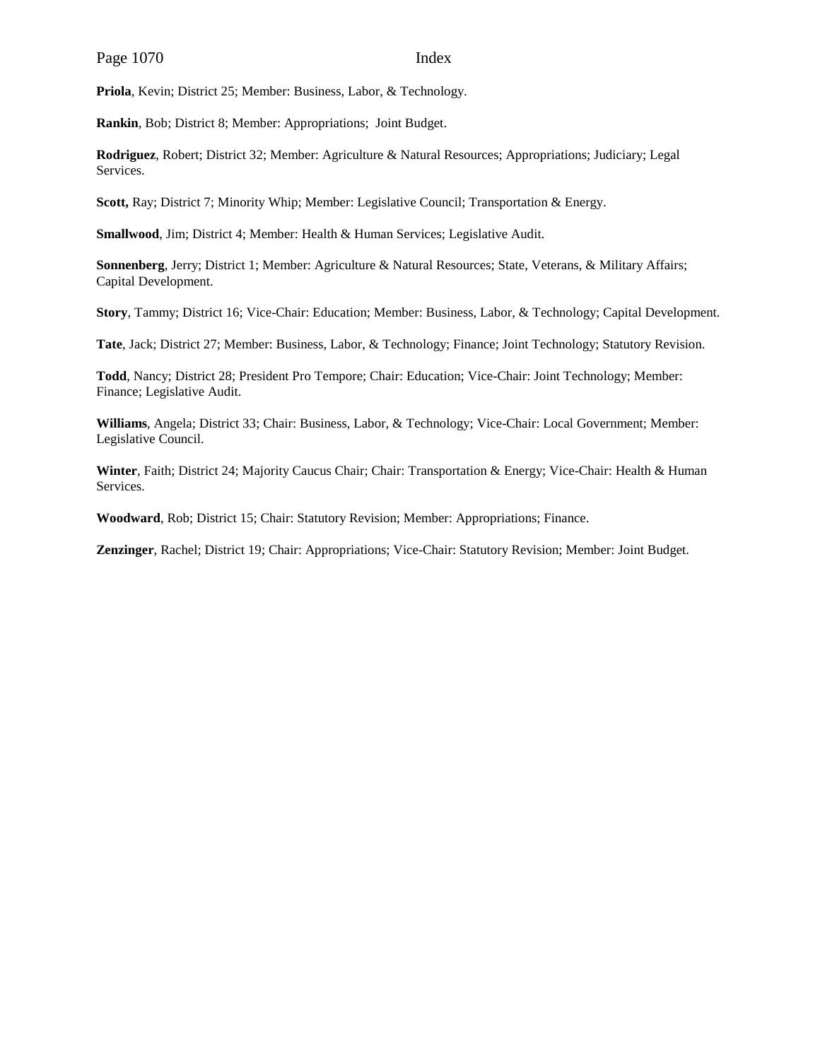**Priola**, Kevin; District 25; Member: Business, Labor, & Technology.

**Rankin**, Bob; District 8; Member: Appropriations; Joint Budget.

**Rodriguez**, Robert; District 32; Member: Agriculture & Natural Resources; Appropriations; Judiciary; Legal Services.

**Scott,** Ray; District 7; Minority Whip; Member: Legislative Council; Transportation & Energy.

**Smallwood**, Jim; District 4; Member: Health & Human Services; Legislative Audit.

**Sonnenberg**, Jerry; District 1; Member: Agriculture & Natural Resources; State, Veterans, & Military Affairs; Capital Development.

**Story**, Tammy; District 16; Vice-Chair: Education; Member: Business, Labor, & Technology; Capital Development.

**Tate**, Jack; District 27; Member: Business, Labor, & Technology; Finance; Joint Technology; Statutory Revision.

**Todd**, Nancy; District 28; President Pro Tempore; Chair: Education; Vice-Chair: Joint Technology; Member: Finance; Legislative Audit.

**Williams**, Angela; District 33; Chair: Business, Labor, & Technology; Vice-Chair: Local Government; Member: Legislative Council.

**Winter**, Faith; District 24; Majority Caucus Chair; Chair: Transportation & Energy; Vice-Chair: Health & Human Services.

**Woodward**, Rob; District 15; Chair: Statutory Revision; Member: Appropriations; Finance.

**Zenzinger**, Rachel; District 19; Chair: Appropriations; Vice-Chair: Statutory Revision; Member: Joint Budget.